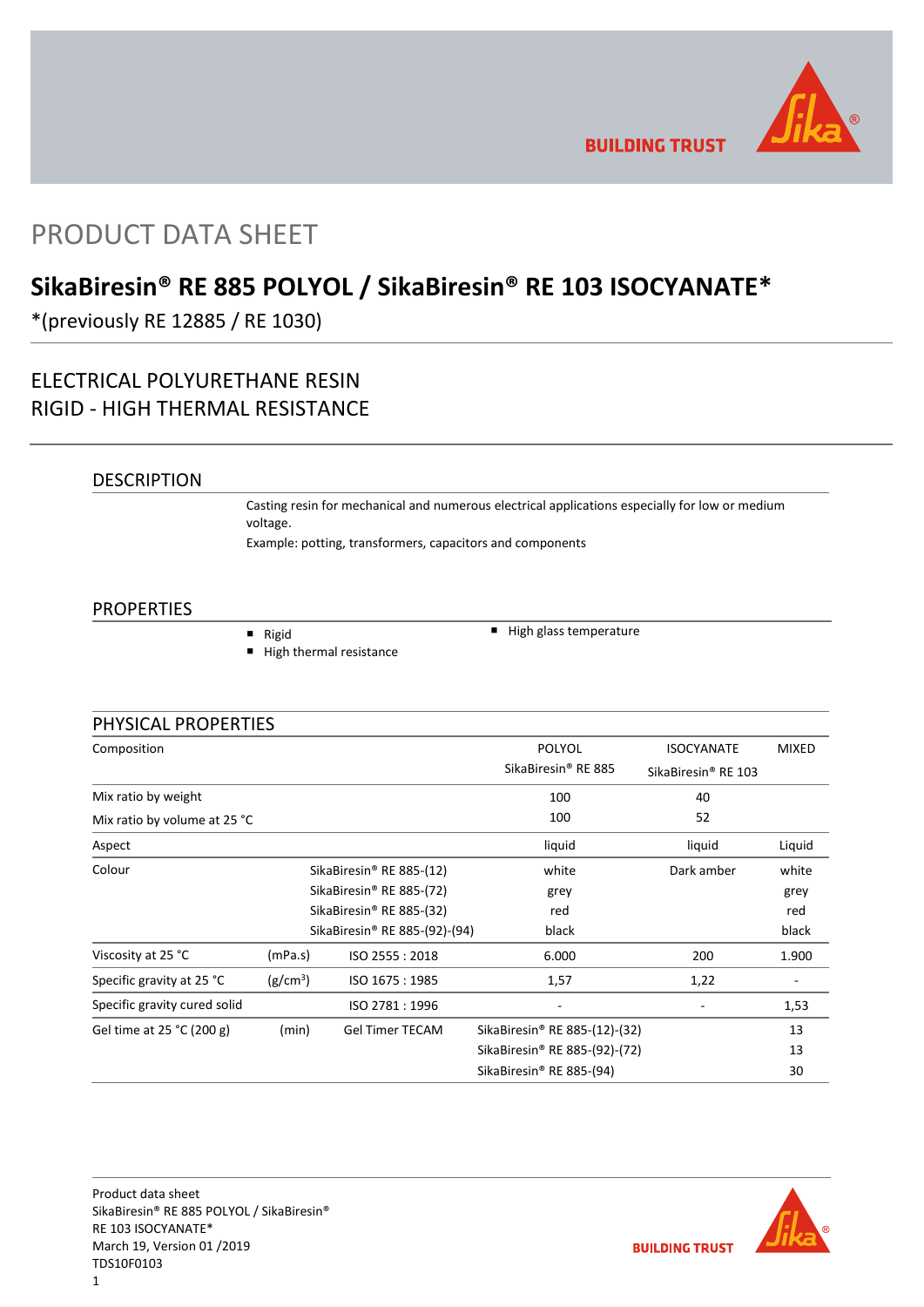# PRODUCT DATA SHEET

## SikaBiresin® RE 885 POLYOL / SikaBiresin® RE 103 ISOCYANATE*

*(previously RE 12885 / RE 1030)

### ELECTRICAL POLYURETHANE RESIN
### RIGID - HIGH THERMAL RESISTANCE

## DESCRIPTION

Casting resin for mechanical and numerous electrical applications especially for low or medium voltage.

Example: potting, transformers, capacitors and components

## PROPERTIES

- Rigid
- High thermal resistance
- High glass temperature

## PHYSICAL PROPERTIES

| Composition | | | POLYOL SikaBiresin® RE 885 | ISOCYANATE SikaBiresin® RE 103 | MIXED |
|---|---|---|---|---|---|
| Mix ratio by weight | | | 100 | 40 | |
| Mix ratio by volume at 25 °C | | | 100 | 52 | |
| Aspect | | | liquid | liquid | Liquid |
| Colour | | SikaBiresin® RE 885-(12) | white | Dark amber | white |
| | | SikaBiresin® RE 885-(72) | grey | | grey |
| | | SikaBiresin® RE 885-(32) | red | | red |
| | | SikaBiresin® RE 885-(92)-(94) | black | | black |
| Viscosity at 25 °C | (mPa.s) | ISO 2555 : 2018 | 6.000 | 200 | 1.900 |
| Specific gravity at 25 °C | ($g/cm^3$) | ISO 1675 : 1985 | 1,57 | 1,22 | - |
| Specific gravity cured solid | | ISO 2781 : 1996 | - | - | 1,53 |
| Gel time at 25 °C (200 g) | (min) | Gel Timer TECAM | SikaBiresin® RE 885-(12)-(32) | | 13 |
| | | | SikaBiresin® RE 885-(92)-(72) | | 13 |
| | | | SikaBiresin® RE 885-(94) | | 30 |

Product data sheet
SikaBiresin® RE 885 POLYOL / SikaBiresin® RE 103 ISOCYANATE*
March 19, Version 01 /2019
TDS10F0103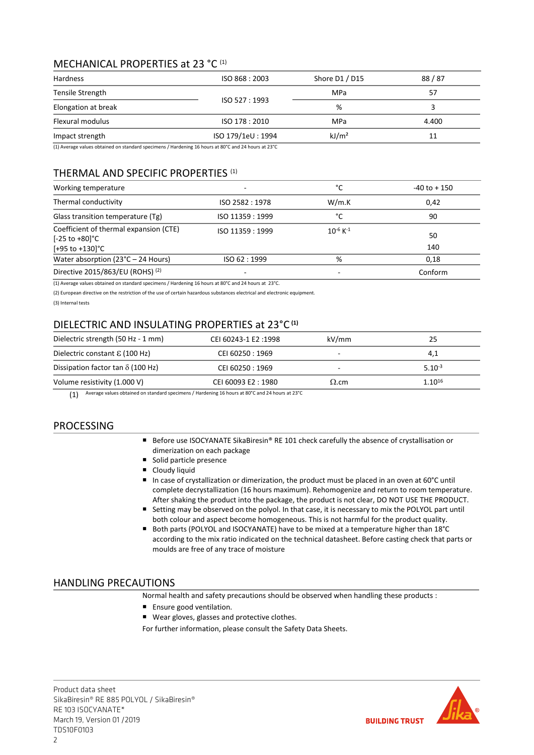## MECHANICAL PROPERTIES at 23 °C (1)

| Hardness | ISO 868 : 2003 | Shore D1 / D15 | 88 / 87 |
|---|---|---|---|
| Tensile Strength | ISO 527 : 1993 | MPa | 57 |
| Elongation at break | | % | 3 |
| Flexural modulus | ISO 178 : 2010 | MPa | 4.400 |
| Impact strength | ISO 179/1eU : 1994 | kJ/m² | 11 |

(1) Average values obtained on standard specimens / Hardening 16 hours at 80°C and 24 hours at 23°C

## THERMAL AND SPECIFIC PROPERTIES (1)

| Working temperature | - | °C | -40 to + 150 |
|---|---|---|---|
| Thermal conductivity | ISO 2582 : 1978 | W/m.K | 0,42 |
| Glass transition temperature (Tg) | ISO 11359 : 1999 | °C | 90 |
| Coefficient of thermal expansion (CTE) [-25 to +80]°C [+95 to +130]°C | ISO 11359 : 1999 | $10^{-6}$ $K^{-1}$ | 50 / 140 |
| Water absorption (23°C – 24 Hours) | ISO 62 : 1999 | % | 0,18 |
| Directive 2015/863/EU (ROHS) (2) | - | - | Conform |

(1) Average values obtained on standard specimens / Hardening 16 hours at 80°C and 24 hours at 23°C.

(2) European directive on the restriction of the use of certain hazardous substances electrical and electronic equipment.

(3) Internal tests

## DIELECTRIC AND INSULATING PROPERTIES at 23°C (1)

| Dielectric strength (50 Hz - 1 mm) | CEI 60243-1 E2 :1998 | kV/mm | 25 |
|---|---|---|---|
| Dielectric constant ε (100 Hz) | CEI 60250 : 1969 | - | 4,1 |
| Dissipation factor tan δ (100 Hz) | CEI 60250 : 1969 | - | $5.10^{-3}$ |
| Volume resistivity (1.000 V) | CEI 60093 E2 : 1980 | Ω.cm | $1.10^{16}$ |

(1) Average values obtained on standard specimens / Hardening 16 hours at 80°C and 24 hours at 23°C

## PROCESSING

- Before use ISOCYANATE SikaBiresin® RE 101 check carefully the absence of crystallisation or dimerization on each package
- Solid particle presence
- Cloudy liquid
- In case of crystallization or dimerization, the product must be placed in an oven at 60°C until complete decrystallization (16 hours maximum). Rehomogenize and return to room temperature. After shaking the product into the package, the product is not clear, DO NOT USE THE PRODUCT.
- Setting may be observed on the polyol. In that case, it is necessary to mix the POLYOL part until both colour and aspect become homogeneous. This is not harmful for the product quality.
- Both parts (POLYOL and ISOCYANATE) have to be mixed at a temperature higher than 18°C according to the mix ratio indicated on the technical datasheet. Before casting check that parts or moulds are free of any trace of moisture

## HANDLING PRECAUTIONS

Normal health and safety precautions should be observed when handling these products :

- Ensure good ventilation.
- Wear gloves, glasses and protective clothes.

For further information, please consult the Safety Data Sheets.

Product data sheet
SikaBiresin® RE 885 POLYOL / SikaBiresin® RE 103 ISOCYANATE*
March 19, Version 01 /2019
TDS10F0103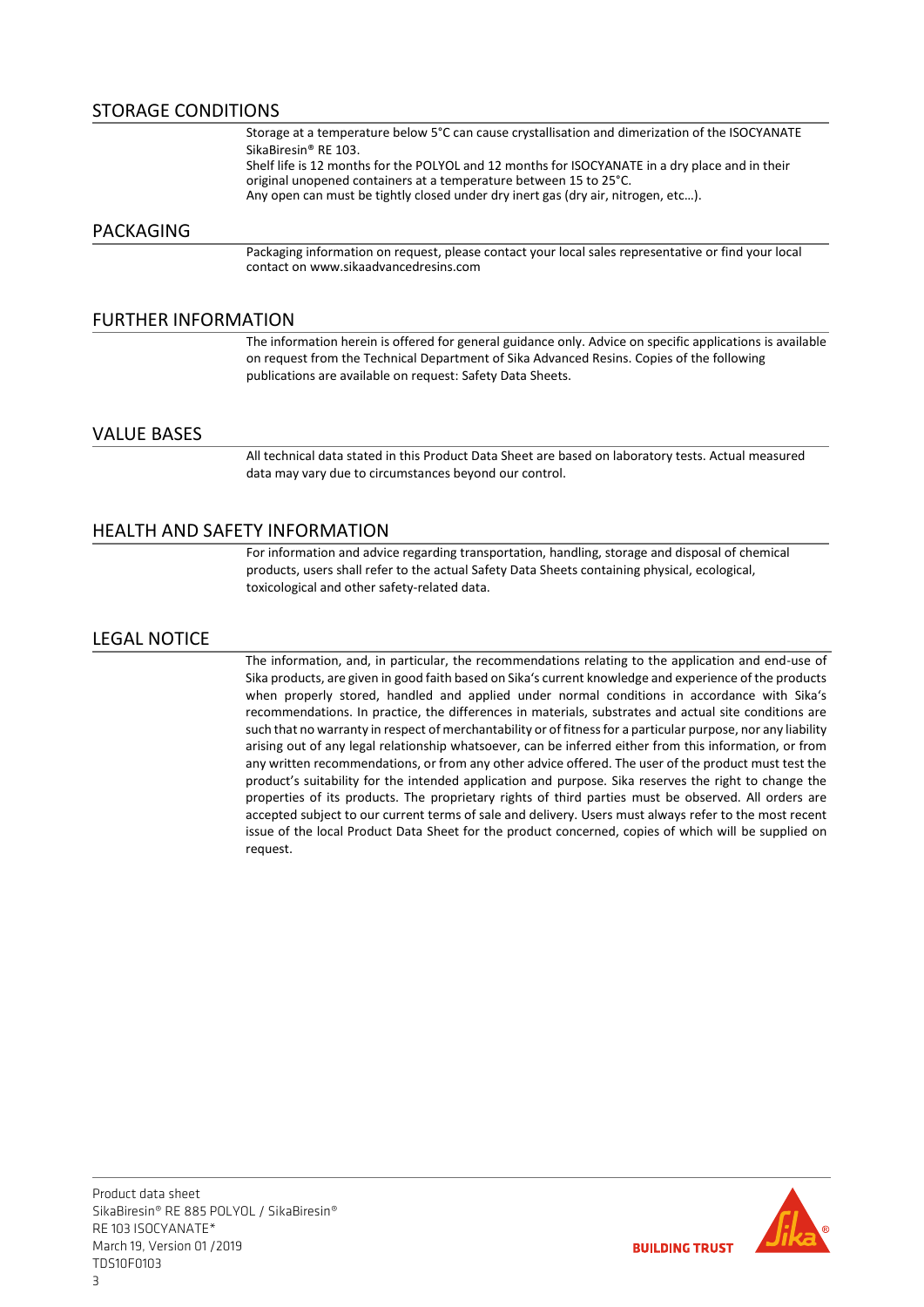## STORAGE CONDITIONS

Storage at a temperature below 5°C can cause crystallisation and dimerization of the ISOCYANATE SikaBiresin® RE 103.
Shelf life is 12 months for the POLYOL and 12 months for ISOCYANATE in a dry place and in their original unopened containers at a temperature between 15 to 25°C.
Any open can must be tightly closed under dry inert gas (dry air, nitrogen, etc…).

## PACKAGING

Packaging information on request, please contact your local sales representative or find your local contact on www.sikaadvancedresins.com

## FURTHER INFORMATION

The information herein is offered for general guidance only. Advice on specific applications is available on request from the Technical Department of Sika Advanced Resins. Copies of the following publications are available on request: Safety Data Sheets.

## VALUE BASES

All technical data stated in this Product Data Sheet are based on laboratory tests. Actual measured data may vary due to circumstances beyond our control.

## HEALTH AND SAFETY INFORMATION

For information and advice regarding transportation, handling, storage and disposal of chemical products, users shall refer to the actual Safety Data Sheets containing physical, ecological, toxicological and other safety-related data.

## LEGAL NOTICE

The information, and, in particular, the recommendations relating to the application and end-use of Sika products, are given in good faith based on Sika's current knowledge and experience of the products when properly stored, handled and applied under normal conditions in accordance with Sika's recommendations. In practice, the differences in materials, substrates and actual site conditions are such that no warranty in respect of merchantability or of fitness for a particular purpose, nor any liability arising out of any legal relationship whatsoever, can be inferred either from this information, or from any written recommendations, or from any other advice offered. The user of the product must test the product's suitability for the intended application and purpose. Sika reserves the right to change the properties of its products. The proprietary rights of third parties must be observed. All orders are accepted subject to our current terms of sale and delivery. Users must always refer to the most recent issue of the local Product Data Sheet for the product concerned, copies of which will be supplied on request.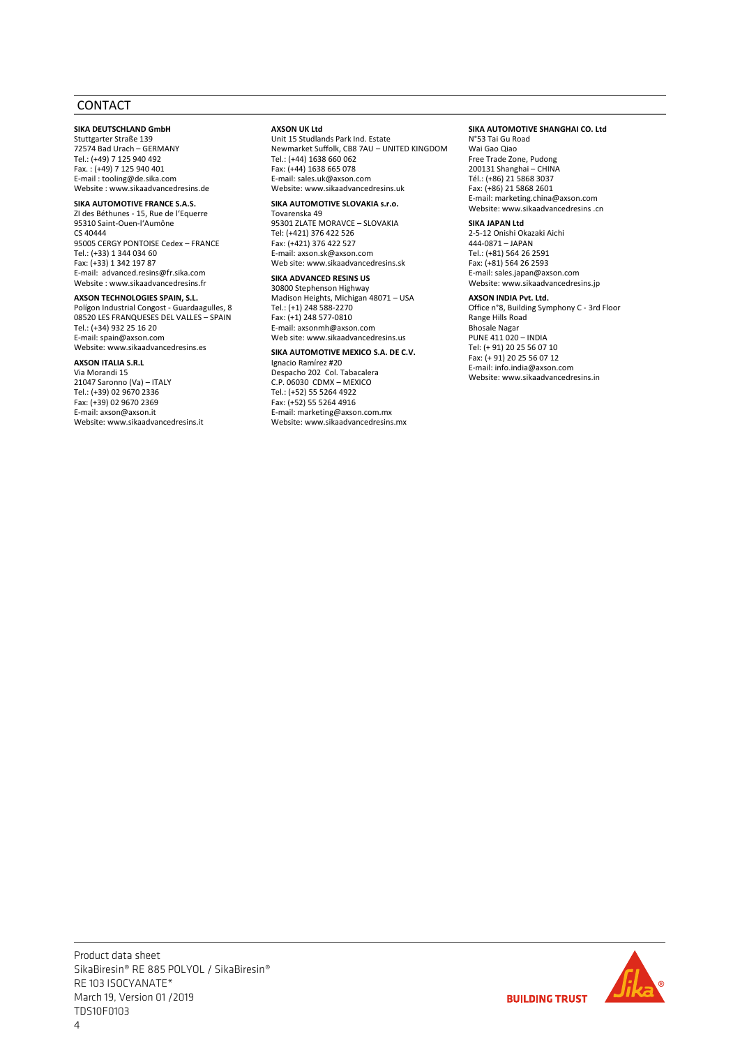# CONTACT

**SIKA DEUTSCHLAND GmbH**
Stuttgarter Straße 139
72574 Bad Urach – GERMANY
Tel.: (+49) 7 125 940 492
Fax. : (+49) 7 125 940 401
E-mail : tooling@de.sika.com
Website : www.sikaadvancedresins.de

**SIKA AUTOMOTIVE FRANCE S.A.S.**
ZI des Béthunes - 15, Rue de l'Equerre
95310 Saint-Ouen-l'Aumône
CS 40444
95005 CERGY PONTOISE Cedex – FRANCE
Tel.: (+33) 1 344 034 60
Fax: (+33) 1 342 197 87
E-mail: advanced.resins@fr.sika.com
Website : www.sikaadvancedresins.fr

**AXSON TECHNOLOGIES SPAIN, S.L.**
Polígon Industrial Congost - Guardaagulles, 8
08520 LES FRANQUESES DEL VALLES – SPAIN
Tel.: (+34) 932 25 16 20
E-mail: spain@axson.com
Website: www.sikaadvancedresins.es

**AXSON ITALIA S.R.L**
Via Morandi 15
21047 Saronno (Va) – ITALY
Tel.: (+39) 02 9670 2336
Fax: (+39) 02 9670 2369
E-mail: axson@axson.it
Website: www.sikaadvancedresins.it

**AXSON UK Ltd**
Unit 15 Studlands Park Ind. Estate
Newmarket Suffolk, CB8 7AU – UNITED KINGDOM
Tel.: (+44) 1638 660 062
Fax: (+44) 1638 665 078
E-mail: sales.uk@axson.com
Website: www.sikaadvancedresins.uk

**SIKA AUTOMOTIVE SLOVAKIA s.r.o.**
Tovarenska 49
95301 ZLATE MORAVCE – SLOVAKIA
Tel: (+421) 376 422 526
Fax: (+421) 376 422 527
E-mail: axson.sk@axson.com
Web site: www.sikaadvancedresins.sk

**SIKA ADVANCED RESINS US**
30800 Stephenson Highway
Madison Heights, Michigan 48071 – USA
Tel.: (+1) 248 588-2270
Fax: (+1) 248 577-0810
E-mail: axsonmh@axson.com
Web site: www.sikaadvancedresins.us

**SIKA AUTOMOTIVE MEXICO S.A. DE C.V.**
Ignacio Ramírez #20
Despacho 202 Col. Tabacalera
C.P. 06030 CDMX – MEXICO
Tel.: (+52) 55 5264 4922
Fax: (+52) 55 5264 4916
E-mail: marketing@axson.com.mx
Website: www.sikaadvancedresins.mx

**SIKA AUTOMOTIVE SHANGHAI CO. Ltd**
N°53 Tai Gu Road
Wai Gao Qiao
Free Trade Zone, Pudong
200131 Shanghai – CHINA
Tél.: (+86) 21 5868 3037
Fax: (+86) 21 5868 2601
E-mail: marketing.china@axson.com
Website: www.sikaadvancedresins .cn

**SIKA JAPAN Ltd**
2-5-12 Onishi Okazaki Aichi
444-0871 – JAPAN
Tel.: (+81) 564 26 2591
Fax: (+81) 564 26 2593
E-mail: sales.japan@axson.com
Website: www.sikaadvancedresins.jp

**AXSON INDIA Pvt. Ltd.**
Office n°8, Building Symphony C - 3rd Floor
Range Hills Road
Bhosale Nagar
PUNE 411 020 – INDIA
Tel: (+ 91) 20 25 56 07 10
Fax: (+ 91) 20 25 56 07 12
E-mail: info.india@axson.com
Website: www.sikaadvancedresins.in